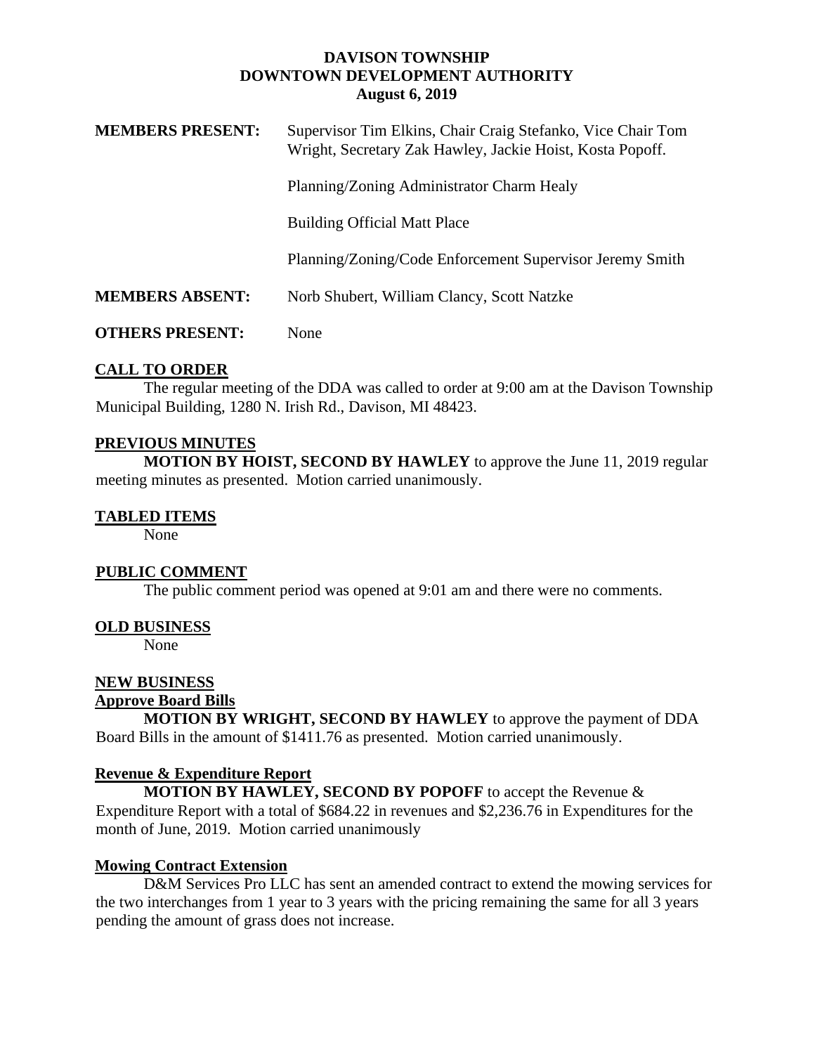# DAVISON TOWNSHIP
# DOWNTOWN DEVELOPMENT AUTHORITY
## August 6, 2019

**MEMBERS PRESENT:** Supervisor Tim Elkins, Chair Craig Stefanko, Vice Chair Tom Wright, Secretary Zak Hawley, Jackie Hoist, Kosta Popoff.

Planning/Zoning Administrator Charm Healy

Building Official Matt Place

Planning/Zoning/Code Enforcement Supervisor Jeremy Smith

**MEMBERS ABSENT:** Norb Shubert, William Clancy, Scott Natzke

**OTHERS PRESENT:** None

## CALL TO ORDER

The regular meeting of the DDA was called to order at 9:00 am at the Davison Township Municipal Building, 1280 N. Irish Rd., Davison, MI 48423.

## PREVIOUS MINUTES

**MOTION BY HOIST, SECOND BY HAWLEY** to approve the June 11, 2019 regular meeting minutes as presented. Motion carried unanimously.

## TABLED ITEMS

None

## PUBLIC COMMENT

The public comment period was opened at 9:01 am and there were no comments.

## OLD BUSINESS

None

## NEW BUSINESS

### Approve Board Bills

**MOTION BY WRIGHT, SECOND BY HAWLEY** to approve the payment of DDA Board Bills in the amount of $1411.76 as presented. Motion carried unanimously.

### Revenue & Expenditure Report

**MOTION BY HAWLEY, SECOND BY POPOFF** to accept the Revenue & Expenditure Report with a total of $684.22 in revenues and $2,236.76 in Expenditures for the month of June, 2019. Motion carried unanimously

### Mowing Contract Extension

D&M Services Pro LLC has sent an amended contract to extend the mowing services for the two interchanges from 1 year to 3 years with the pricing remaining the same for all 3 years pending the amount of grass does not increase.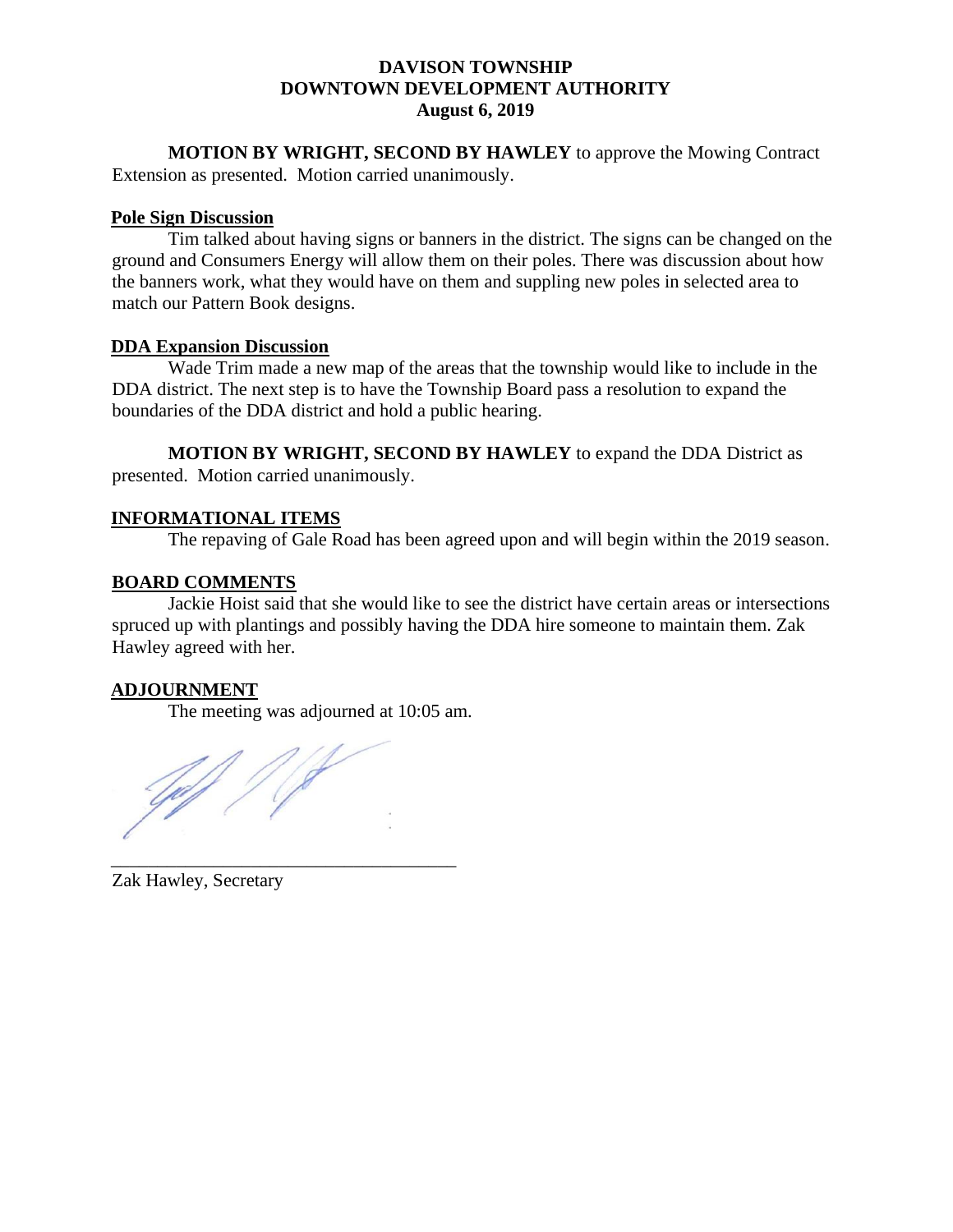**DAVISON TOWNSHIP**
**DOWNTOWN DEVELOPMENT AUTHORITY**
**August 6, 2019**

**MOTION BY WRIGHT, SECOND BY HAWLEY** to approve the Mowing Contract Extension as presented. Motion carried unanimously.

**Pole Sign Discussion**

Tim talked about having signs or banners in the district. The signs can be changed on the ground and Consumers Energy will allow them on their poles. There was discussion about how the banners work, what they would have on them and suppling new poles in selected area to match our Pattern Book designs.

**DDA Expansion Discussion**

Wade Trim made a new map of the areas that the township would like to include in the DDA district. The next step is to have the Township Board pass a resolution to expand the boundaries of the DDA district and hold a public hearing.

**MOTION BY WRIGHT, SECOND BY HAWLEY** to expand the DDA District as presented. Motion carried unanimously.

**INFORMATIONAL ITEMS**

The repaving of Gale Road has been agreed upon and will begin within the 2019 season.

**BOARD COMMENTS**

Jackie Hoist said that she would like to see the district have certain areas or intersections spruced up with plantings and possibly having the DDA hire someone to maintain them. Zak Hawley agreed with her.

**ADJOURNMENT**

The meeting was adjourned at 10:05 am.

\_\_\_\_\_\_\_\_\_\_\_\_\_\_\_\_\_\_\_\_\_\_\_\_\_\_\_\_\_\_\_\_\_\_\_\_
Zak Hawley, Secretary